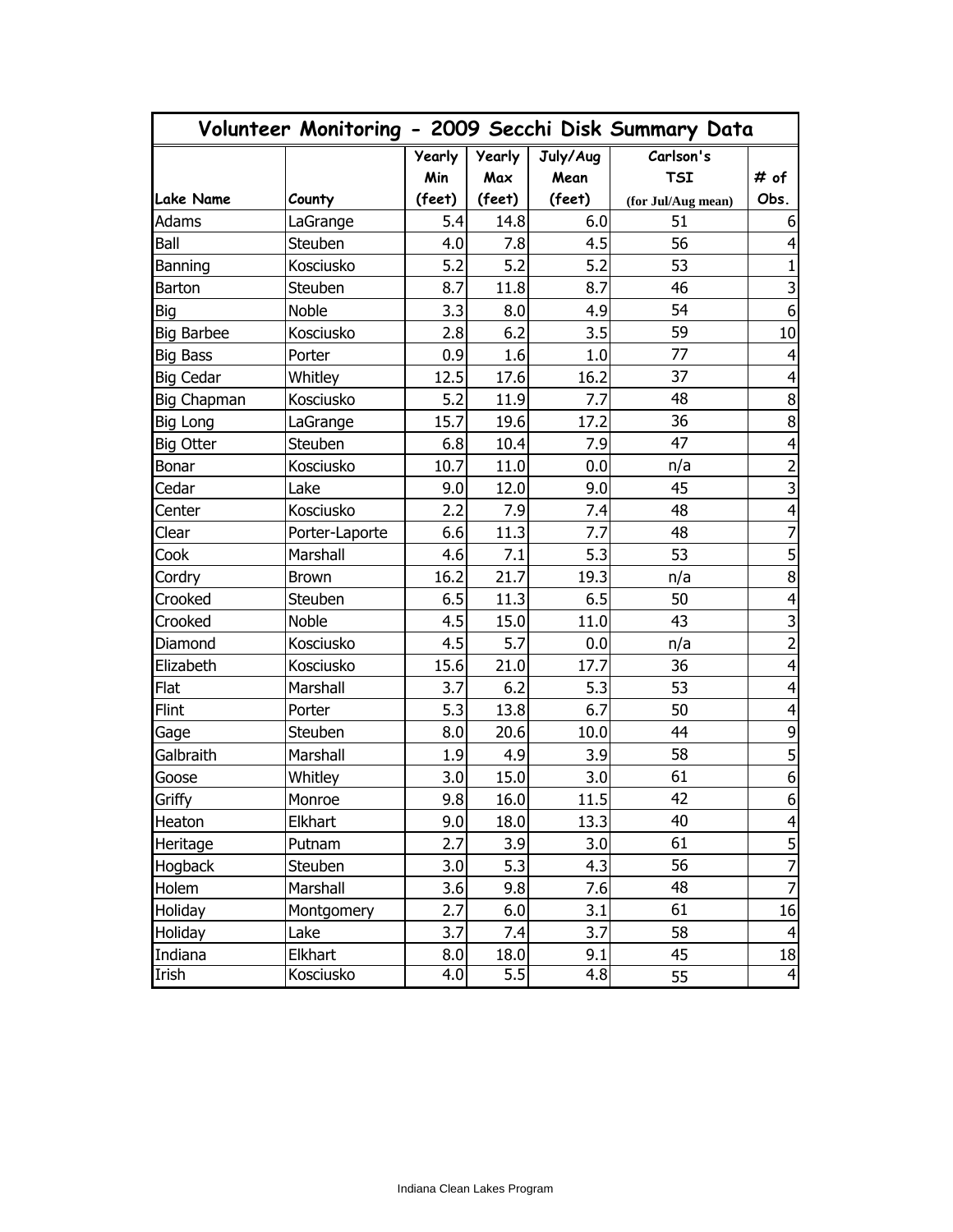| Volunteer Monitoring - 2009 Secchi Disk Summary Data | | | | | | |
|---|---|---|---|---|---|---|
| Lake Name | County | Yearly Min (feet) | Yearly Max (feet) | July/Aug Mean (feet) | Carlson's TSI (for Jul/Aug mean) | # of Obs. |
| Adams | LaGrange | 5.4 | 14.8 | 6.0 | 51 | 6 |
| Ball | Steuben | 4.0 | 7.8 | 4.5 | 56 | 4 |
| Banning | Kosciusko | 5.2 | 5.2 | 5.2 | 53 | 1 |
| Barton | Steuben | 8.7 | 11.8 | 8.7 | 46 | 3 |
| Big | Noble | 3.3 | 8.0 | 4.9 | 54 | 6 |
| Big Barbee | Kosciusko | 2.8 | 6.2 | 3.5 | 59 | 10 |
| Big Bass | Porter | 0.9 | 1.6 | 1.0 | 77 | 4 |
| Big Cedar | Whitley | 12.5 | 17.6 | 16.2 | 37 | 4 |
| Big Chapman | Kosciusko | 5.2 | 11.9 | 7.7 | 48 | 8 |
| Big Long | LaGrange | 15.7 | 19.6 | 17.2 | 36 | 8 |
| Big Otter | Steuben | 6.8 | 10.4 | 7.9 | 47 | 4 |
| Bonar | Kosciusko | 10.7 | 11.0 | 0.0 | n/a | 2 |
| Cedar | Lake | 9.0 | 12.0 | 9.0 | 45 | 3 |
| Center | Kosciusko | 2.2 | 7.9 | 7.4 | 48 | 4 |
| Clear | Porter-Laporte | 6.6 | 11.3 | 7.7 | 48 | 7 |
| Cook | Marshall | 4.6 | 7.1 | 5.3 | 53 | 5 |
| Cordry | Brown | 16.2 | 21.7 | 19.3 | n/a | 8 |
| Crooked | Steuben | 6.5 | 11.3 | 6.5 | 50 | 4 |
| Crooked | Noble | 4.5 | 15.0 | 11.0 | 43 | 3 |
| Diamond | Kosciusko | 4.5 | 5.7 | 0.0 | n/a | 2 |
| Elizabeth | Kosciusko | 15.6 | 21.0 | 17.7 | 36 | 4 |
| Flat | Marshall | 3.7 | 6.2 | 5.3 | 53 | 4 |
| Flint | Porter | 5.3 | 13.8 | 6.7 | 50 | 4 |
| Gage | Steuben | 8.0 | 20.6 | 10.0 | 44 | 9 |
| Galbraith | Marshall | 1.9 | 4.9 | 3.9 | 58 | 5 |
| Goose | Whitley | 3.0 | 15.0 | 3.0 | 61 | 6 |
| Griffy | Monroe | 9.8 | 16.0 | 11.5 | 42 | 6 |
| Heaton | Elkhart | 9.0 | 18.0 | 13.3 | 40 | 4 |
| Heritage | Putnam | 2.7 | 3.9 | 3.0 | 61 | 5 |
| Hogback | Steuben | 3.0 | 5.3 | 4.3 | 56 | 7 |
| Holem | Marshall | 3.6 | 9.8 | 7.6 | 48 | 7 |
| Holiday | Montgomery | 2.7 | 6.0 | 3.1 | 61 | 16 |
| Holiday | Lake | 3.7 | 7.4 | 3.7 | 58 | 4 |
| Indiana | Elkhart | 8.0 | 18.0 | 9.1 | 45 | 18 |
| Irish | Kosciusko | 4.0 | 5.5 | 4.8 | 55 | 4 |

Indiana Clean Lakes Program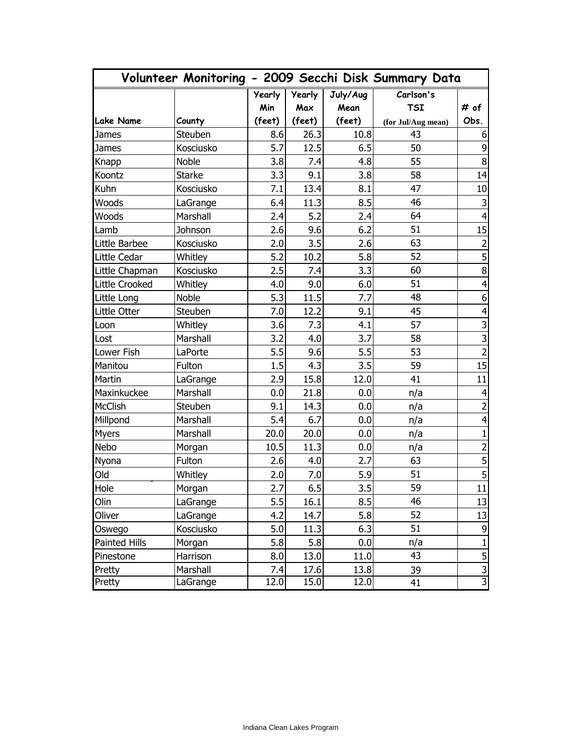| Volunteer Monitoring - 2009 Secchi Disk Summary Data | | | | | | |
|---|---|---|---|---|---|---|
| Lake Name | County | Yearly Min (feet) | Yearly Max (feet) | July/Aug Mean (feet) | Carlson's TSI (for Jul/Aug mean) | # of Obs. |
| James | Steuben | 8.6 | 26.3 | 10.8 | 43 | 6 |
| James | Kosciusko | 5.7 | 12.5 | 6.5 | 50 | 9 |
| Knapp | Noble | 3.8 | 7.4 | 4.8 | 55 | 8 |
| Koontz | Starke | 3.3 | 9.1 | 3.8 | 58 | 14 |
| Kuhn | Kosciusko | 7.1 | 13.4 | 8.1 | 47 | 10 |
| Woods | LaGrange | 6.4 | 11.3 | 8.5 | 46 | 3 |
| Woods | Marshall | 2.4 | 5.2 | 2.4 | 64 | 4 |
| Lamb | Johnson | 2.6 | 9.6 | 6.2 | 51 | 15 |
| Little Barbee | Kosciusko | 2.0 | 3.5 | 2.6 | 63 | 2 |
| Little Cedar | Whitley | 5.2 | 10.2 | 5.8 | 52 | 5 |
| Little Chapman | Kosciusko | 2.5 | 7.4 | 3.3 | 60 | 8 |
| Little Crooked | Whitley | 4.0 | 9.0 | 6.0 | 51 | 4 |
| Little Long | Noble | 5.3 | 11.5 | 7.7 | 48 | 6 |
| Little Otter | Steuben | 7.0 | 12.2 | 9.1 | 45 | 4 |
| Loon | Whitley | 3.6 | 7.3 | 4.1 | 57 | 3 |
| Lost | Marshall | 3.2 | 4.0 | 3.7 | 58 | 3 |
| Lower Fish | LaPorte | 5.5 | 9.6 | 5.5 | 53 | 2 |
| Manitou | Fulton | 1.5 | 4.3 | 3.5 | 59 | 15 |
| Martin | LaGrange | 2.9 | 15.8 | 12.0 | 41 | 11 |
| Maxinkuckee | Marshall | 0.0 | 21.8 | 0.0 | n/a | 4 |
| McClish | Steuben | 9.1 | 14.3 | 0.0 | n/a | 2 |
| Millpond | Marshall | 5.4 | 6.7 | 0.0 | n/a | 4 |
| Myers | Marshall | 20.0 | 20.0 | 0.0 | n/a | 1 |
| Nebo | Morgan | 10.5 | 11.3 | 0.0 | n/a | 2 |
| Nyona | Fulton | 2.6 | 4.0 | 2.7 | 63 | 5 |
| Old | Whitley | 2.0 | 7.0 | 5.9 | 51 | 5 |
| Hole | Morgan | 2.7 | 6.5 | 3.5 | 59 | 11 |
| Olin | LaGrange | 5.5 | 16.1 | 8.5 | 46 | 13 |
| Oliver | LaGrange | 4.2 | 14.7 | 5.8 | 52 | 13 |
| Oswego | Kosciusko | 5.0 | 11.3 | 6.3 | 51 | 9 |
| Painted Hills | Morgan | 5.8 | 5.8 | 0.0 | n/a | 1 |
| Pinestone | Harrison | 8.0 | 13.0 | 11.0 | 43 | 5 |
| Pretty | Marshall | 7.4 | 17.6 | 13.8 | 39 | 3 |
| Pretty | LaGrange | 12.0 | 15.0 | 12.0 | 41 | 3 |

Indiana Clean Lakes Program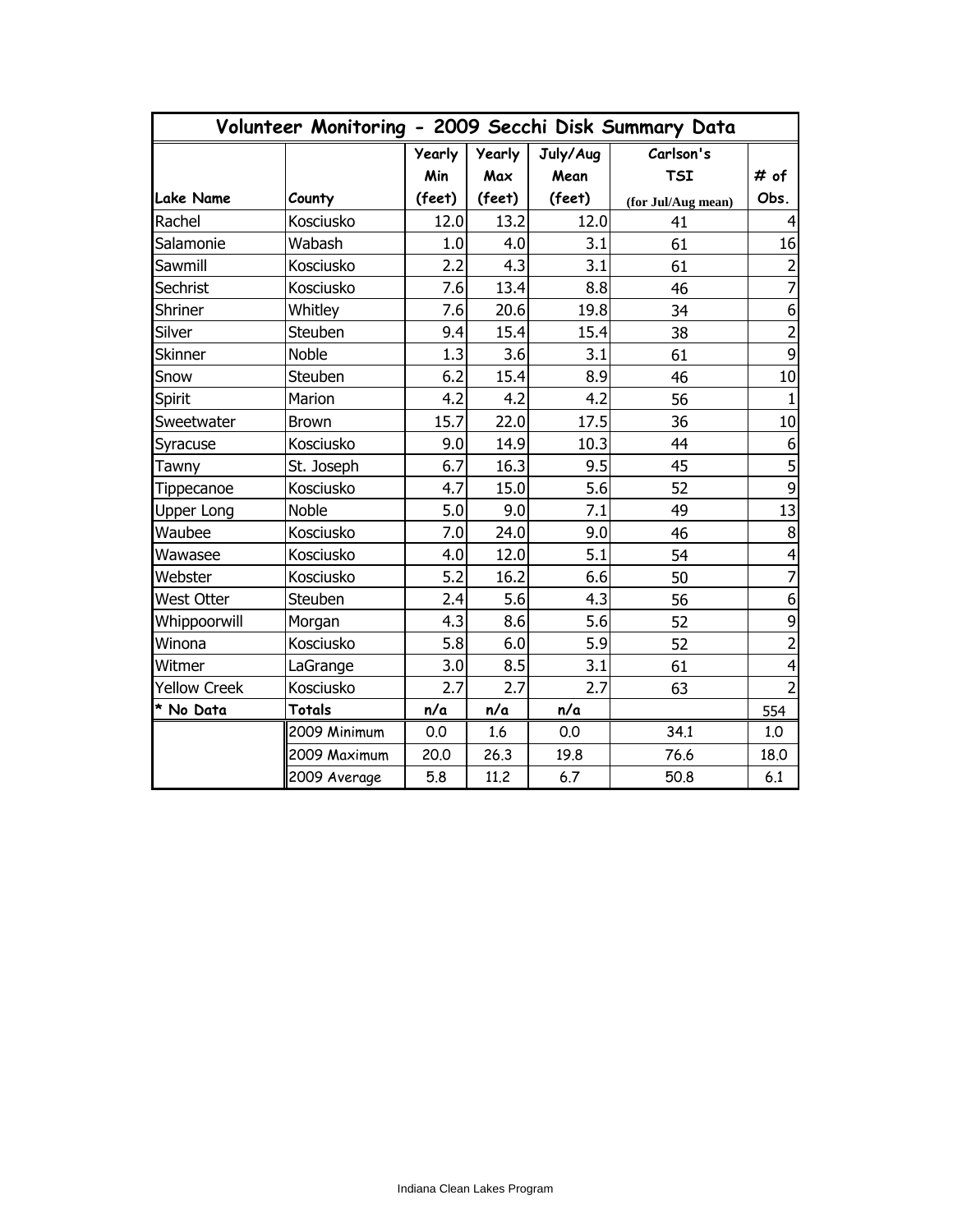| Volunteer Monitoring - 2009 Secchi Disk Summary Data | | | | | | |
|---|---|---|---|---|---|---|
| Lake Name | County | Yearly Min (feet) | Yearly Max (feet) | July/Aug Mean (feet) | Carlson's TSI (for Jul/Aug mean) | # of Obs. |
| Rachel | Kosciusko | 12.0 | 13.2 | 12.0 | 41 | 4 |
| Salamonie | Wabash | 1.0 | 4.0 | 3.1 | 61 | 16 |
| Sawmill | Kosciusko | 2.2 | 4.3 | 3.1 | 61 | 2 |
| Sechrist | Kosciusko | 7.6 | 13.4 | 8.8 | 46 | 7 |
| Shriner | Whitley | 7.6 | 20.6 | 19.8 | 34 | 6 |
| Silver | Steuben | 9.4 | 15.4 | 15.4 | 38 | 2 |
| Skinner | Noble | 1.3 | 3.6 | 3.1 | 61 | 9 |
| Snow | Steuben | 6.2 | 15.4 | 8.9 | 46 | 10 |
| Spirit | Marion | 4.2 | 4.2 | 4.2 | 56 | 1 |
| Sweetwater | Brown | 15.7 | 22.0 | 17.5 | 36 | 10 |
| Syracuse | Kosciusko | 9.0 | 14.9 | 10.3 | 44 | 6 |
| Tawny | St. Joseph | 6.7 | 16.3 | 9.5 | 45 | 5 |
| Tippecanoe | Kosciusko | 4.7 | 15.0 | 5.6 | 52 | 9 |
| Upper Long | Noble | 5.0 | 9.0 | 7.1 | 49 | 13 |
| Waubee | Kosciusko | 7.0 | 24.0 | 9.0 | 46 | 8 |
| Wawasee | Kosciusko | 4.0 | 12.0 | 5.1 | 54 | 4 |
| Webster | Kosciusko | 5.2 | 16.2 | 6.6 | 50 | 7 |
| West Otter | Steuben | 2.4 | 5.6 | 4.3 | 56 | 6 |
| Whippoorwill | Morgan | 4.3 | 8.6 | 5.6 | 52 | 9 |
| Winona | Kosciusko | 5.8 | 6.0 | 5.9 | 52 | 2 |
| Witmer | LaGrange | 3.0 | 8.5 | 3.1 | 61 | 4 |
| Yellow Creek | Kosciusko | 2.7 | 2.7 | 2.7 | 63 | 2 |
| * No Data | Totals | n/a | n/a | n/a | | 554 |
| | 2009 Minimum | 0.0 | 1.6 | 0.0 | 34.1 | 1.0 |
| | 2009 Maximum | 20.0 | 26.3 | 19.8 | 76.6 | 18.0 |
| | 2009 Average | 5.8 | 11.2 | 6.7 | 50.8 | 6.1 |